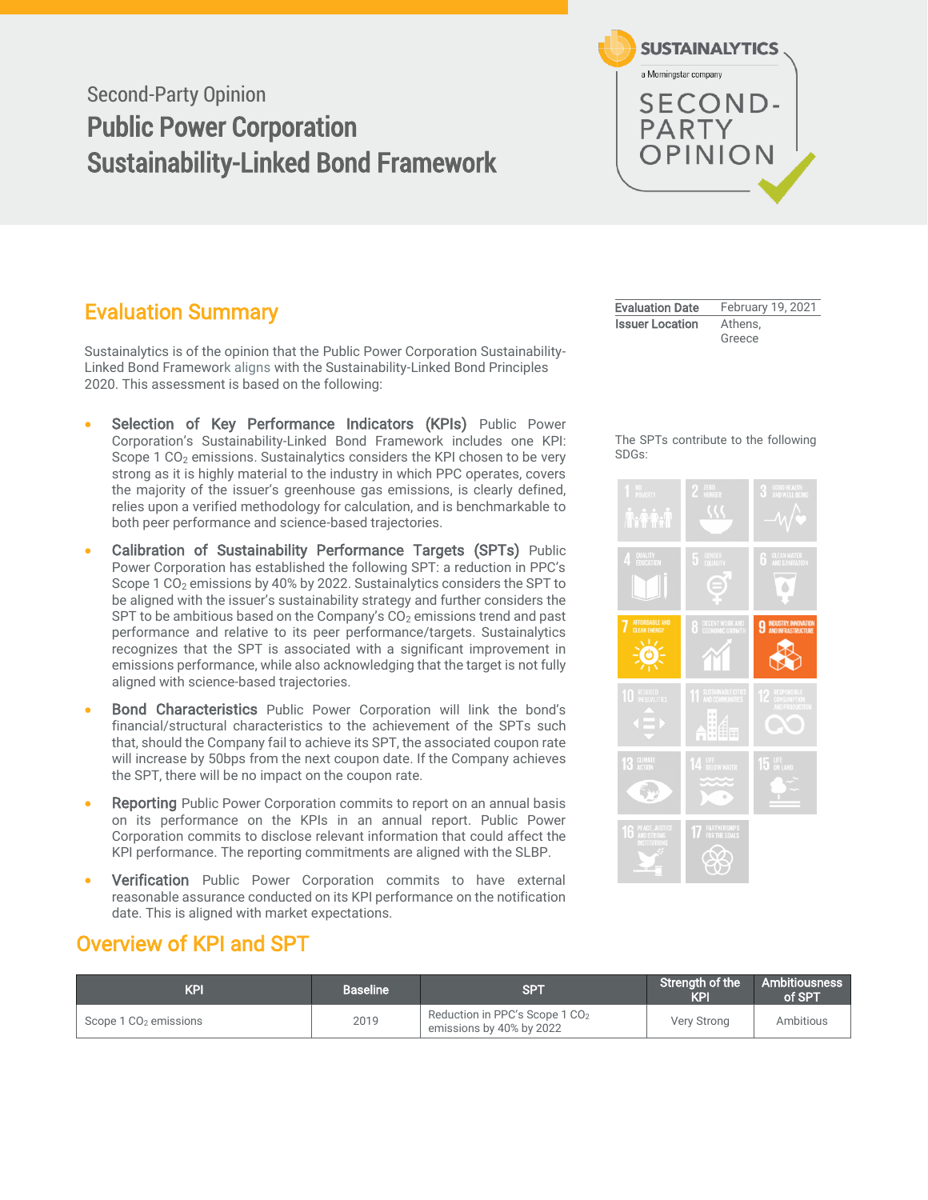Second-Party Opinion

# Public Power Corporation Sustainability-Linked Bond Framework

## Evaluation Summary

| Evaluation Date | February 19, 2021 |
|---|---|
| Issuer Location | Athens, Greece |

Sustainalytics is of the opinion that the Public Power Corporation Sustainability-Linked Bond Framework aligns with the Sustainability-Linked Bond Principles 2020. This assessment is based on the following:

- **Selection of Key Performance Indicators (KPIs)** Public Power Corporation's Sustainability-Linked Bond Framework includes one KPI: Scope 1 $CO_2$ emissions. Sustainalytics considers the KPI chosen to be very strong as it is highly material to the industry in which PPC operates, covers the majority of the issuer's greenhouse gas emissions, is clearly defined, relies upon a verified methodology for calculation, and is benchmarkable to both peer performance and science-based trajectories.
- **Calibration of Sustainability Performance Targets (SPTs)** Public Power Corporation has established the following SPT: a reduction in PPC's Scope 1 $CO_2$ emissions by 40% by 2022. Sustainalytics considers the SPT to be aligned with the issuer's sustainability strategy and further considers the SPT to be ambitious based on the Company's $CO_2$ emissions trend and past performance and relative to its peer performance/targets. Sustainalytics recognizes that the SPT is associated with a significant improvement in emissions performance, while also acknowledging that the target is not fully aligned with science-based trajectories.
- **Bond Characteristics** Public Power Corporation will link the bond's financial/structural characteristics to the achievement of the SPTs such that, should the Company fail to achieve its SPT, the associated coupon rate will increase by 50bps from the next coupon date. If the Company achieves the SPT, there will be no impact on the coupon rate.
- **Reporting** Public Power Corporation commits to report on an annual basis on its performance on the KPIs in an annual report. Public Power Corporation commits to disclose relevant information that could affect the KPI performance. The reporting commitments are aligned with the SLBP.
- **Verification** Public Power Corporation commits to have external reasonable assurance conducted on its KPI performance on the notification date. This is aligned with market expectations.

The SPTs contribute to the following SDGs:

7 Affordable and Clean Energy; 9 Industry, Innovation and Infrastructure

## Overview of KPI and SPT

| KPI | Baseline | SPT | Strength of the KPI | Ambitiousness of SPT |
|---|---|---|---|---|
| Scope 1 $CO_2$ emissions | 2019 | Reduction in PPC's Scope 1 $CO_2$ emissions by 40% by 2022 | Very Strong | Ambitious |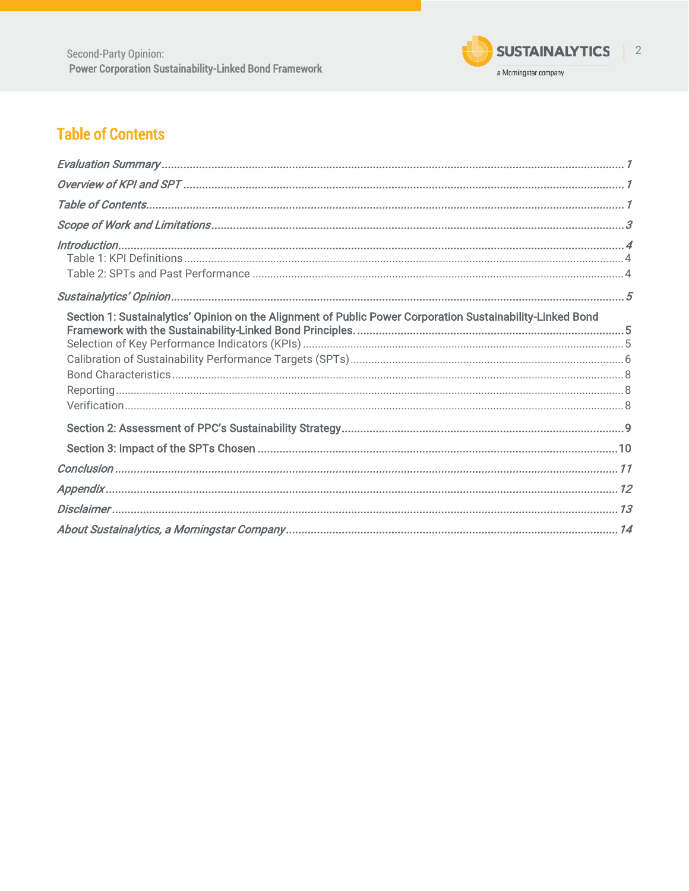# Table of Contents

*Evaluation Summary* ........ 1

*Overview of KPI and SPT* ........ 1

*Table of Contents* ........ 1

*Scope of Work and Limitations* ........ 3

*Introduction* ........ 4

- Table 1: KPI Definitions ........ 4
- Table 2: SPTs and Past Performance ........ 4

*Sustainalytics' Opinion* ........ 5

- **Section 1: Sustainalytics' Opinion on the Alignment of Public Power Corporation Sustainability-Linked Bond Framework with the Sustainability-Linked Bond Principles.** ........ 5
  - Selection of Key Performance Indicators (KPIs) ........ 5
  - Calibration of Sustainability Performance Targets (SPTs) ........ 6
  - Bond Characteristics ........ 8
  - Reporting ........ 8
  - Verification ........ 8
- **Section 2: Assessment of PPC's Sustainability Strategy** ........ 9
- **Section 3: Impact of the SPTs Chosen** ........ 10

*Conclusion* ........ 11

*Appendix* ........ 12

*Disclaimer* ........ 13

*About Sustainalytics, a Morningstar Company* ........ 14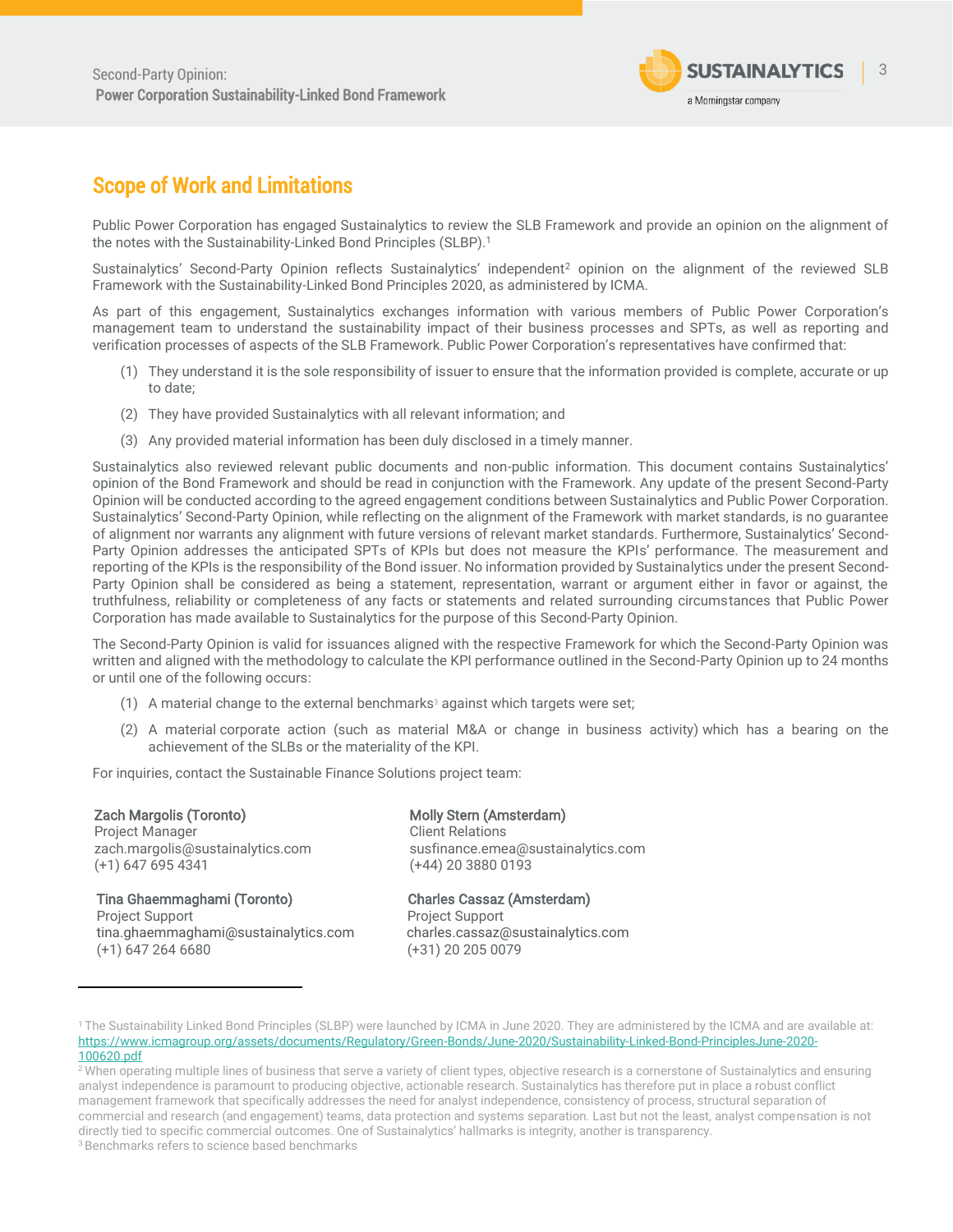## Scope of Work and Limitations

Public Power Corporation has engaged Sustainalytics to review the SLB Framework and provide an opinion on the alignment of the notes with the Sustainability-Linked Bond Principles (SLBP).[1]

Sustainalytics' Second-Party Opinion reflects Sustainalytics' independent[2] opinion on the alignment of the reviewed SLB Framework with the Sustainability-Linked Bond Principles 2020, as administered by ICMA.

As part of this engagement, Sustainalytics exchanges information with various members of Public Power Corporation's management team to understand the sustainability impact of their business processes and SPTs, as well as reporting and verification processes of aspects of the SLB Framework. Public Power Corporation's representatives have confirmed that:

(1) They understand it is the sole responsibility of issuer to ensure that the information provided is complete, accurate or up to date;

(2) They have provided Sustainalytics with all relevant information; and

(3) Any provided material information has been duly disclosed in a timely manner.

Sustainalytics also reviewed relevant public documents and non-public information. This document contains Sustainalytics' opinion of the Bond Framework and should be read in conjunction with the Framework. Any update of the present Second-Party Opinion will be conducted according to the agreed engagement conditions between Sustainalytics and Public Power Corporation. Sustainalytics' Second-Party Opinion, while reflecting on the alignment of the Framework with market standards, is no guarantee of alignment nor warrants any alignment with future versions of relevant market standards. Furthermore, Sustainalytics' Second-Party Opinion addresses the anticipated SPTs of KPIs but does not measure the KPIs' performance. The measurement and reporting of the KPIs is the responsibility of the Bond issuer. No information provided by Sustainalytics under the present Second-Party Opinion shall be considered as being a statement, representation, warrant or argument either in favor or against, the truthfulness, reliability or completeness of any facts or statements and related surrounding circumstances that Public Power Corporation has made available to Sustainalytics for the purpose of this Second-Party Opinion.

The Second-Party Opinion is valid for issuances aligned with the respective Framework for which the Second-Party Opinion was written and aligned with the methodology to calculate the KPI performance outlined in the Second-Party Opinion up to 24 months or until one of the following occurs:

(1) A material change to the external benchmarks[3] against which targets were set;

(2) A material corporate action (such as material M&A or change in business activity) which has a bearing on the achievement of the SLBs or the materiality of the KPI.

For inquiries, contact the Sustainable Finance Solutions project team:

**Zach Margolis (Toronto)**
Project Manager
zach.margolis@sustainalytics.com
(+1) 647 695 4341

**Tina Ghaemmaghami (Toronto)**
Project Support
tina.ghaemmaghami@sustainalytics.com
(+1) 647 264 6680

**Molly Stern (Amsterdam)**
Client Relations
susfinance.emea@sustainalytics.com
(+44) 20 3880 0193

**Charles Cassaz (Amsterdam)**
Project Support
charles.cassaz@sustainalytics.com
(+31) 20 205 0079

---

[1] The Sustainability Linked Bond Principles (SLBP) were launched by ICMA in June 2020. They are administered by the ICMA and are available at: https://www.icmagroup.org/assets/documents/Regulatory/Green-Bonds/June-2020/Sustainability-Linked-Bond-PrinciplesJune-2020-100620.pdf

[2] When operating multiple lines of business that serve a variety of client types, objective research is a cornerstone of Sustainalytics and ensuring analyst independence is paramount to producing objective, actionable research. Sustainalytics has therefore put in place a robust conflict management framework that specifically addresses the need for analyst independence, consistency of process, structural separation of commercial and research (and engagement) teams, data protection and systems separation. Last but not least, analyst compensation is not directly tied to specific commercial outcomes. One of Sustainalytics' hallmarks is integrity, another is transparency.

[3] Benchmarks refers to science based benchmarks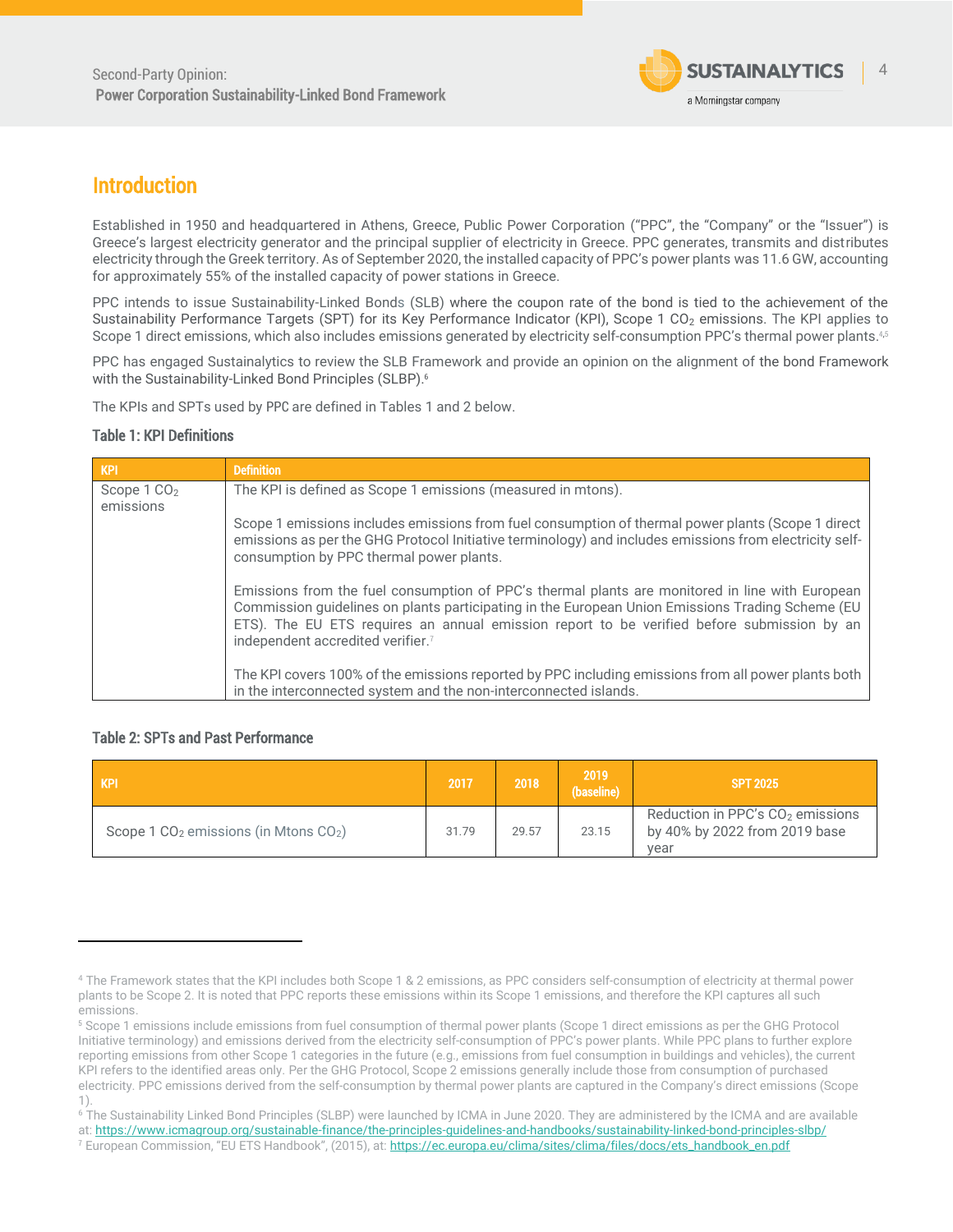## Introduction

Established in 1950 and headquartered in Athens, Greece, Public Power Corporation ("PPC", the "Company" or the "Issuer") is Greece's largest electricity generator and the principal supplier of electricity in Greece. PPC generates, transmits and distributes electricity through the Greek territory. As of September 2020, the installed capacity of PPC's power plants was 11.6 GW, accounting for approximately 55% of the installed capacity of power stations in Greece.

PPC intends to issue Sustainability-Linked Bonds (SLB) where the coupon rate of the bond is tied to the achievement of the Sustainability Performance Targets (SPT) for its Key Performance Indicator (KPI), Scope 1 $CO_2$ emissions. The KPI applies to Scope 1 direct emissions, which also includes emissions generated by electricity self-consumption PPC's thermal power plants.[4,5]

PPC has engaged Sustainalytics to review the SLB Framework and provide an opinion on the alignment of the bond Framework with the Sustainability-Linked Bond Principles (SLBP).[6]

The KPIs and SPTs used by PPC are defined in Tables 1 and 2 below.

**Table 1: KPI Definitions**

| KPI | Definition |
| --- | --- |
| Scope 1 $CO_2$ emissions | The KPI is defined as Scope 1 emissions (measured in mtons).<br><br>Scope 1 emissions includes emissions from fuel consumption of thermal power plants (Scope 1 direct emissions as per the GHG Protocol Initiative terminology) and includes emissions from electricity self-consumption by PPC thermal power plants.<br><br>Emissions from the fuel consumption of PPC's thermal plants are monitored in line with European Commission guidelines on plants participating in the European Union Emissions Trading Scheme (EU ETS). The EU ETS requires an annual emission report to be verified before submission by an independent accredited verifier.[7]<br><br>The KPI covers 100% of the emissions reported by PPC including emissions from all power plants both in the interconnected system and the non-interconnected islands. |

**Table 2: SPTs and Past Performance**

| KPI | 2017 | 2018 | 2019 (baseline) | SPT 2025 |
| --- | --- | --- | --- | --- |
| Scope 1 $CO_2$ emissions (in Mtons $CO_2$) | 31.79 | 29.57 | 23.15 | Reduction in PPC's $CO_2$ emissions by 40% by 2022 from 2019 base year |

---

[4] The Framework states that the KPI includes both Scope 1 & 2 emissions, as PPC considers self-consumption of electricity at thermal power plants to be Scope 2. It is noted that PPC reports these emissions within its Scope 1 emissions, and therefore the KPI captures all such emissions.

[5] Scope 1 emissions include emissions from fuel consumption of thermal power plants (Scope 1 direct emissions as per the GHG Protocol Initiative terminology) and emissions derived from the electricity self-consumption of PPC's power plants. While PPC plans to further explore reporting emissions from other Scope 1 categories in the future (e.g., emissions from fuel consumption in buildings and vehicles), the current KPI refers to the identified areas only. Per the GHG Protocol, Scope 2 emissions generally include those from consumption of purchased electricity. PPC emissions derived from the self-consumption by thermal power plants are captured in the Company's direct emissions (Scope 1).

[6] The Sustainability Linked Bond Principles (SLBP) were launched by ICMA in June 2020. They are administered by the ICMA and are available at: https://www.icmagroup.org/sustainable-finance/the-principles-guidelines-and-handbooks/sustainability-linked-bond-principles-slbp/

[7] European Commission, "EU ETS Handbook", (2015), at: https://ec.europa.eu/clima/sites/clima/files/docs/ets_handbook_en.pdf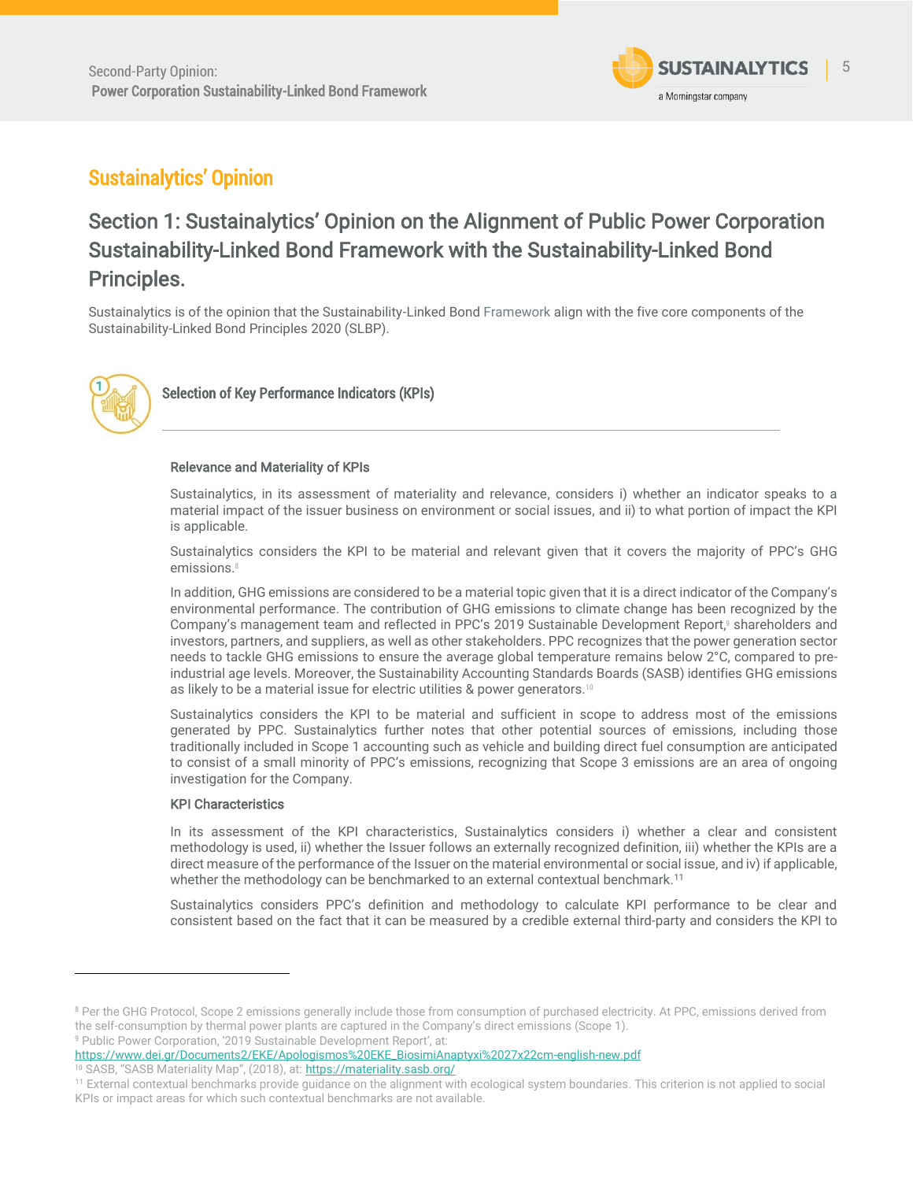## Sustainalytics' Opinion

### Section 1: Sustainalytics' Opinion on the Alignment of Public Power Corporation Sustainability-Linked Bond Framework with the Sustainability-Linked Bond Principles.

Sustainalytics is of the opinion that the Sustainability-Linked Bond Framework align with the five core components of the Sustainability-Linked Bond Principles 2020 (SLBP).

#### Selection of Key Performance Indicators (KPIs)

**Relevance and Materiality of KPIs**

Sustainalytics, in its assessment of materiality and relevance, considers i) whether an indicator speaks to a material impact of the issuer business on environment or social issues, and ii) to what portion of impact the KPI is applicable.

Sustainalytics considers the KPI to be material and relevant given that it covers the majority of PPC's GHG emissions.[8]

In addition, GHG emissions are considered to be a material topic given that it is a direct indicator of the Company's environmental performance. The contribution of GHG emissions to climate change has been recognized by the Company's management team and reflected in PPC's 2019 Sustainable Development Report,[9] shareholders and investors, partners, and suppliers, as well as other stakeholders. PPC recognizes that the power generation sector needs to tackle GHG emissions to ensure the average global temperature remains below 2°C, compared to pre-industrial age levels. Moreover, the Sustainability Accounting Standards Boards (SASB) identifies GHG emissions as likely to be a material issue for electric utilities & power generators.[10]

Sustainalytics considers the KPI to be material and sufficient in scope to address most of the emissions generated by PPC. Sustainalytics further notes that other potential sources of emissions, including those traditionally included in Scope 1 accounting such as vehicle and building direct fuel consumption are anticipated to consist of a small minority of PPC's emissions, recognizing that Scope 3 emissions are an area of ongoing investigation for the Company.

**KPI Characteristics**

In its assessment of the KPI characteristics, Sustainalytics considers i) whether a clear and consistent methodology is used, ii) whether the Issuer follows an externally recognized definition, iii) whether the KPIs are a direct measure of the performance of the Issuer on the material environmental or social issue, and iv) if applicable, whether the methodology can be benchmarked to an external contextual benchmark.[11]

Sustainalytics considers PPC's definition and methodology to calculate KPI performance to be clear and consistent based on the fact that it can be measured by a credible external third-party and considers the KPI to

---

[8] Per the GHG Protocol, Scope 2 emissions generally include those from consumption of purchased electricity. At PPC, emissions derived from the self-consumption by thermal power plants are captured in the Company's direct emissions (Scope 1).

[9] Public Power Corporation, '2019 Sustainable Development Report', at: https://www.dei.gr/Documents2/EKE/Apologismos%20EKE_BiosimiAnaptyxi%2027x22cm-english-new.pdf

[10] SASB, "SASB Materiality Map", (2018), at: https://materiality.sasb.org/

[11] External contextual benchmarks provide guidance on the alignment with ecological system boundaries. This criterion is not applied to social KPIs or impact areas for which such contextual benchmarks are not available.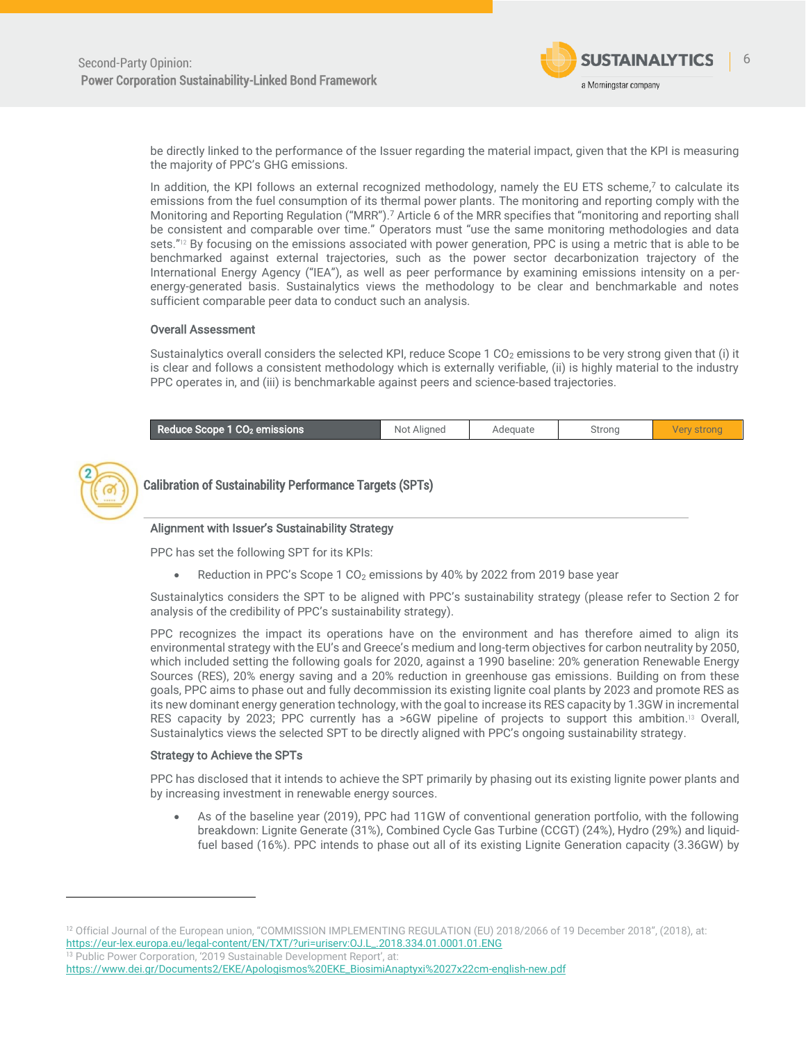be directly linked to the performance of the Issuer regarding the material impact, given that the KPI is measuring the majority of PPC's GHG emissions.

In addition, the KPI follows an external recognized methodology, namely the EU ETS scheme,[7] to calculate its emissions from the fuel consumption of its thermal power plants. The monitoring and reporting comply with the Monitoring and Reporting Regulation ("MRR").[7] Article 6 of the MRR specifies that "monitoring and reporting shall be consistent and comparable over time." Operators must "use the same monitoring methodologies and data sets."[12] By focusing on the emissions associated with power generation, PPC is using a metric that is able to be benchmarked against external trajectories, such as the power sector decarbonization trajectory of the International Energy Agency ("IEA"), as well as peer performance by examining emissions intensity on a per-energy-generated basis. Sustainalytics views the methodology to be clear and benchmarkable and notes sufficient comparable peer data to conduct such an analysis.

### Overall Assessment

Sustainalytics overall considers the selected KPI, reduce Scope 1 $CO_2$ emissions to be very strong given that (i) it is clear and follows a consistent methodology which is externally verifiable, (ii) is highly material to the industry PPC operates in, and (iii) is benchmarkable against peers and science-based trajectories.

| Reduce Scope 1 $CO_2$ emissions | Not Aligned | Adequate | Strong | **Very strong** |
|---|---|---|---|---|

## 2 Calibration of Sustainability Performance Targets (SPTs)

### Alignment with Issuer's Sustainability Strategy

PPC has set the following SPT for its KPIs:

- Reduction in PPC's Scope 1 $CO_2$ emissions by 40% by 2022 from 2019 base year

Sustainalytics considers the SPT to be aligned with PPC's sustainability strategy (please refer to Section 2 for analysis of the credibility of PPC's sustainability strategy).

PPC recognizes the impact its operations have on the environment and has therefore aimed to align its environmental strategy with the EU's and Greece's medium and long-term objectives for carbon neutrality by 2050, which included setting the following goals for 2020, against a 1990 baseline: 20% generation Renewable Energy Sources (RES), 20% energy saving and a 20% reduction in greenhouse gas emissions. Building on from these goals, PPC aims to phase out and fully decommission its existing lignite coal plants by 2023 and promote RES as its new dominant energy generation technology, with the goal to increase its RES capacity by 1.3GW in incremental RES capacity by 2023; PPC currently has a >6GW pipeline of projects to support this ambition.[13] Overall, Sustainalytics views the selected SPT to be directly aligned with PPC's ongoing sustainability strategy.

### Strategy to Achieve the SPTs

PPC has disclosed that it intends to achieve the SPT primarily by phasing out its existing lignite power plants and by increasing investment in renewable energy sources.

- As of the baseline year (2019), PPC had 11GW of conventional generation portfolio, with the following breakdown: Lignite Generate (31%), Combined Cycle Gas Turbine (CCGT) (24%), Hydro (29%) and liquid-fuel based (16%). PPC intends to phase out all of its existing Lignite Generation capacity (3.36GW) by

---

[12] Official Journal of the European union, "COMMISSION IMPLEMENTING REGULATION (EU) 2018/2066 of 19 December 2018", (2018), at: https://eur-lex.europa.eu/legal-content/EN/TXT/?uri=uriserv:OJ.L_.2018.334.01.0001.01.ENG

[13] Public Power Corporation, '2019 Sustainable Development Report', at: https://www.dei.gr/Documents2/EKE/Apologismos%20EKE_BiosimiAnaptyxi%2027x22cm-english-new.pdf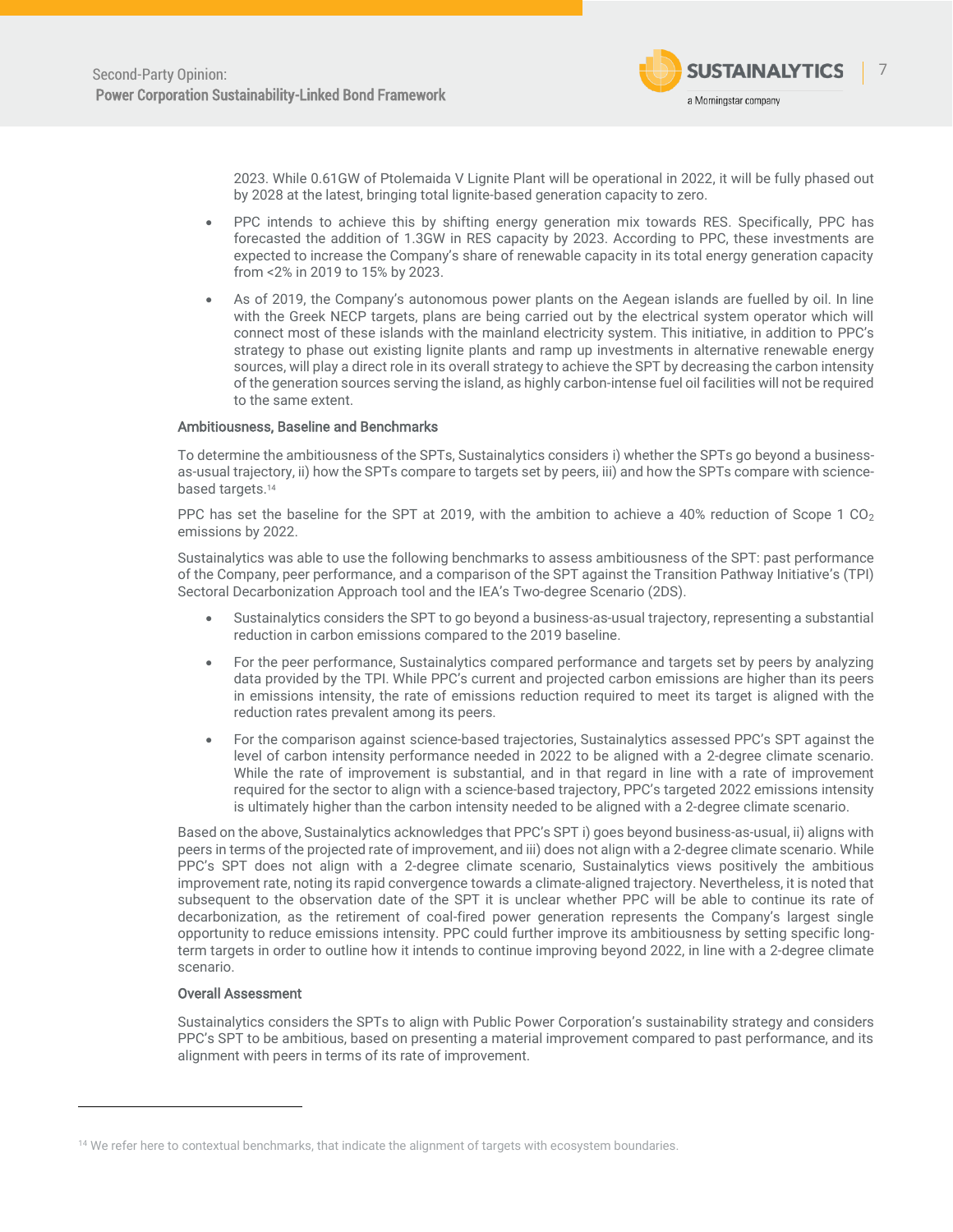2023. While 0.61GW of Ptolemaida V Lignite Plant will be operational in 2022, it will be fully phased out by 2028 at the latest, bringing total lignite-based generation capacity to zero.

- PPC intends to achieve this by shifting energy generation mix towards RES. Specifically, PPC has forecasted the addition of 1.3GW in RES capacity by 2023. According to PPC, these investments are expected to increase the Company's share of renewable capacity in its total energy generation capacity from <2% in 2019 to 15% by 2023.
- As of 2019, the Company's autonomous power plants on the Aegean islands are fuelled by oil. In line with the Greek NECP targets, plans are being carried out by the electrical system operator which will connect most of these islands with the mainland electricity system. This initiative, in addition to PPC's strategy to phase out existing lignite plants and ramp up investments in alternative renewable energy sources, will play a direct role in its overall strategy to achieve the SPT by decreasing the carbon intensity of the generation sources serving the island, as highly carbon-intense fuel oil facilities will not be required to the same extent.

### Ambitiousness, Baseline and Benchmarks

To determine the ambitiousness of the SPTs, Sustainalytics considers i) whether the SPTs go beyond a business-as-usual trajectory, ii) how the SPTs compare to targets set by peers, iii) and how the SPTs compare with science-based targets.[14]

PPC has set the baseline for the SPT at 2019, with the ambition to achieve a 40% reduction of Scope 1 $CO_2$ emissions by 2022.

Sustainalytics was able to use the following benchmarks to assess ambitiousness of the SPT: past performance of the Company, peer performance, and a comparison of the SPT against the Transition Pathway Initiative's (TPI) Sectoral Decarbonization Approach tool and the IEA's Two-degree Scenario (2DS).

- Sustainalytics considers the SPT to go beyond a business-as-usual trajectory, representing a substantial reduction in carbon emissions compared to the 2019 baseline.
- For the peer performance, Sustainalytics compared performance and targets set by peers by analyzing data provided by the TPI. While PPC's current and projected carbon emissions are higher than its peers in emissions intensity, the rate of emissions reduction required to meet its target is aligned with the reduction rates prevalent among its peers.
- For the comparison against science-based trajectories, Sustainalytics assessed PPC's SPT against the level of carbon intensity performance needed in 2022 to be aligned with a 2-degree climate scenario. While the rate of improvement is substantial, and in that regard in line with a rate of improvement required for the sector to align with a science-based trajectory, PPC's targeted 2022 emissions intensity is ultimately higher than the carbon intensity needed to be aligned with a 2-degree climate scenario.

Based on the above, Sustainalytics acknowledges that PPC's SPT i) goes beyond business-as-usual, ii) aligns with peers in terms of the projected rate of improvement, and iii) does not align with a 2-degree climate scenario. While PPC's SPT does not align with a 2-degree climate scenario, Sustainalytics views positively the ambitious improvement rate, noting its rapid convergence towards a climate-aligned trajectory. Nevertheless, it is noted that subsequent to the observation date of the SPT it is unclear whether PPC will be able to continue its rate of decarbonization, as the retirement of coal-fired power generation represents the Company's largest single opportunity to reduce emissions intensity. PPC could further improve its ambitiousness by setting specific long-term targets in order to outline how it intends to continue improving beyond 2022, in line with a 2-degree climate scenario.

### Overall Assessment

Sustainalytics considers the SPTs to align with Public Power Corporation's sustainability strategy and considers PPC's SPT to be ambitious, based on presenting a material improvement compared to past performance, and its alignment with peers in terms of its rate of improvement.

---

[14] We refer here to contextual benchmarks, that indicate the alignment of targets with ecosystem boundaries.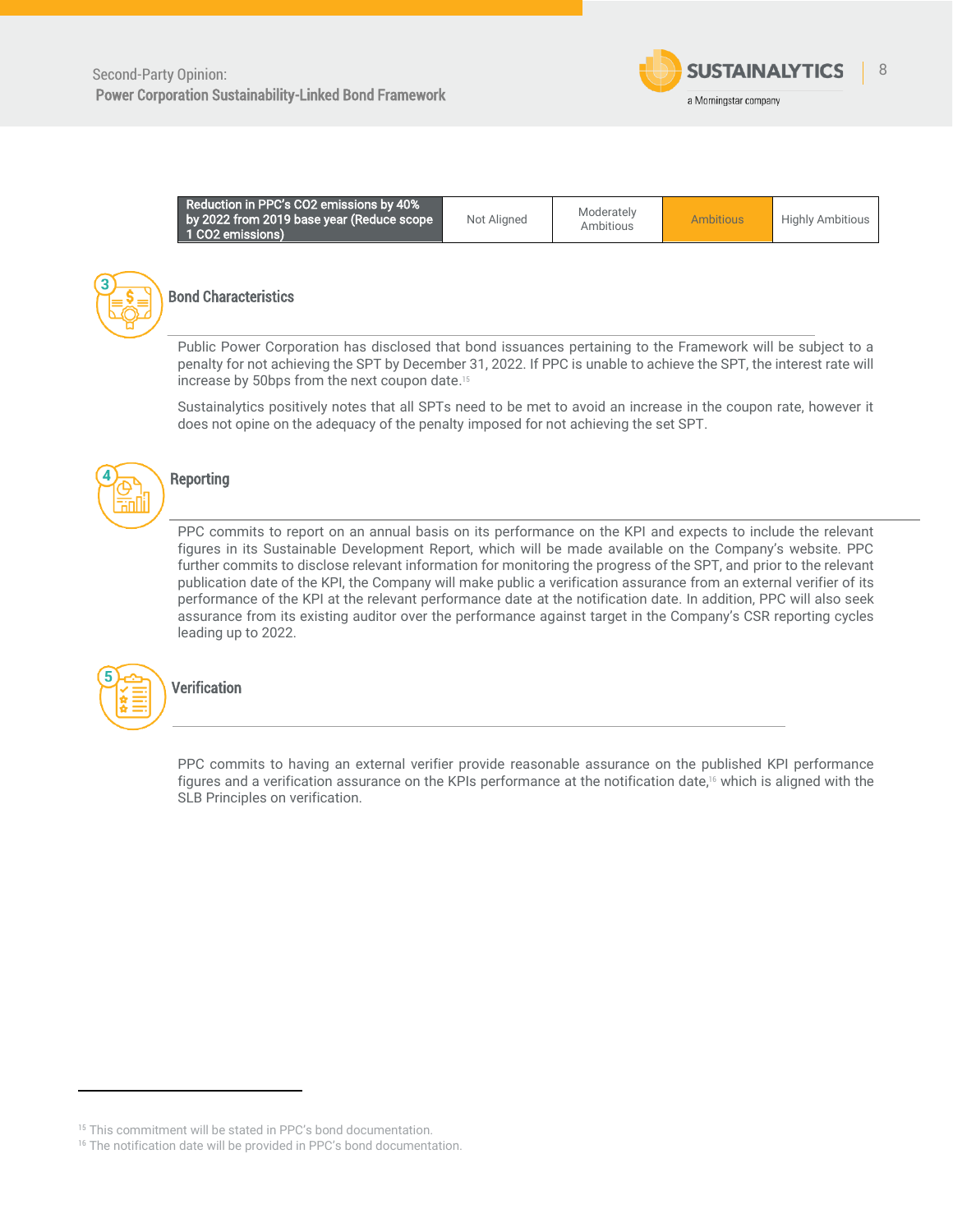| Reduction in PPC's CO2 emissions by 40% by 2022 from 2019 base year (Reduce scope 1 CO2 emissions) | Not Aligned | Moderately Ambitious | Ambitious | Highly Ambitious |
|---|---|---|---|---|

## Bond Characteristics

Public Power Corporation has disclosed that bond issuances pertaining to the Framework will be subject to a penalty for not achieving the SPT by December 31, 2022. If PPC is unable to achieve the SPT, the interest rate will increase by 50bps from the next coupon date.[15]

Sustainalytics positively notes that all SPTs need to be met to avoid an increase in the coupon rate, however it does not opine on the adequacy of the penalty imposed for not achieving the set SPT.

## Reporting

PPC commits to report on an annual basis on its performance on the KPI and expects to include the relevant figures in its Sustainable Development Report, which will be made available on the Company's website. PPC further commits to disclose relevant information for monitoring the progress of the SPT, and prior to the relevant publication date of the KPI, the Company will make public a verification assurance from an external verifier of its performance of the KPI at the relevant performance date at the notification date. In addition, PPC will also seek assurance from its existing auditor over the performance against target in the Company's CSR reporting cycles leading up to 2022.

## Verification

PPC commits to having an external verifier provide reasonable assurance on the published KPI performance figures and a verification assurance on the KPIs performance at the notification date,[16] which is aligned with the SLB Principles on verification.

[15] This commitment will be stated in PPC's bond documentation.
[16] The notification date will be provided in PPC's bond documentation.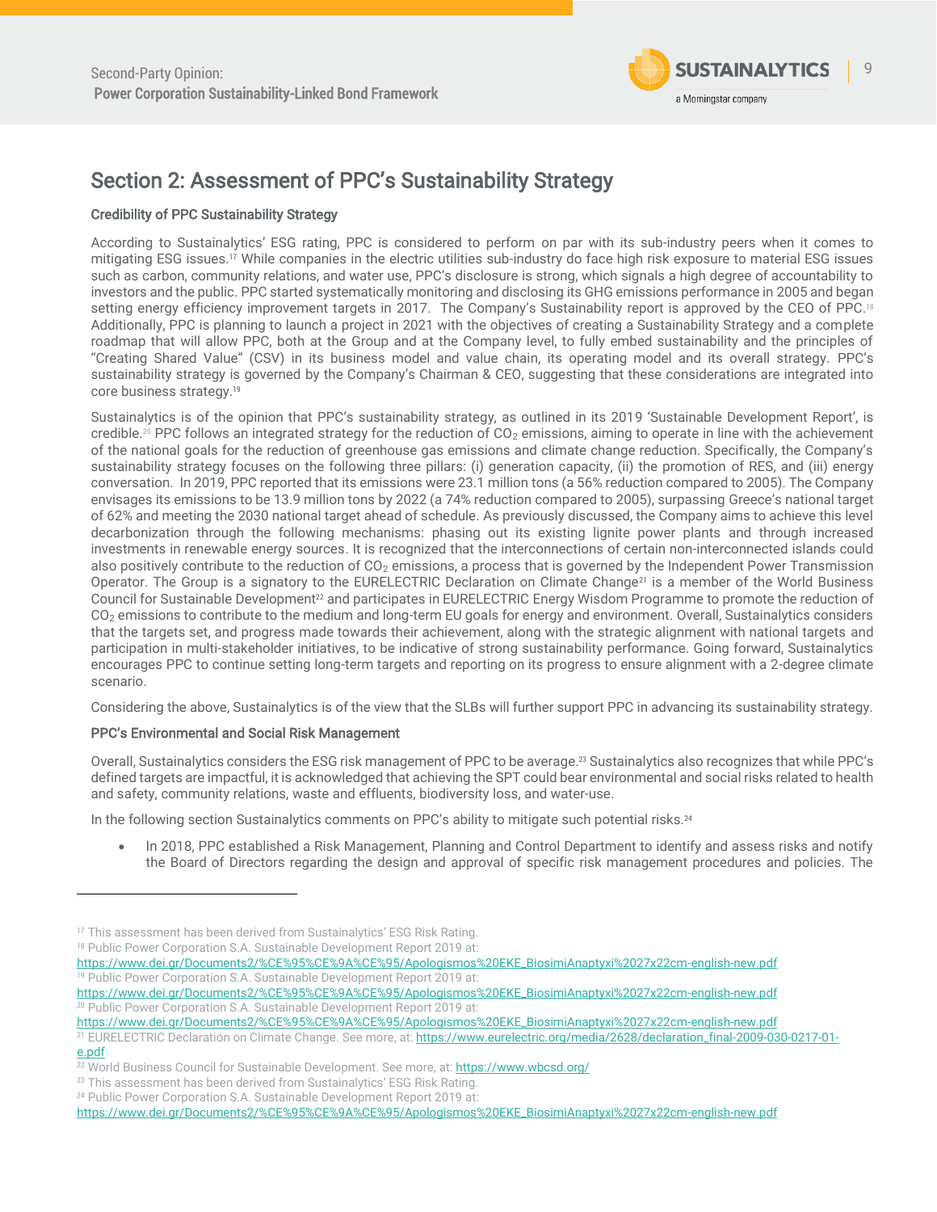## Section 2: Assessment of PPC's Sustainability Strategy

**Credibility of PPC Sustainability Strategy**

According to Sustainalytics' ESG rating, PPC is considered to perform on par with its sub-industry peers when it comes to mitigating ESG issues.[17] While companies in the electric utilities sub-industry do face high risk exposure to material ESG issues such as carbon, community relations, and water use, PPC's disclosure is strong, which signals a high degree of accountability to investors and the public. PPC started systematically monitoring and disclosing its GHG emissions performance in 2005 and began setting energy efficiency improvement targets in 2017. The Company's Sustainability report is approved by the CEO of PPC.[18] Additionally, PPC is planning to launch a project in 2021 with the objectives of creating a Sustainability Strategy and a complete roadmap that will allow PPC, both at the Group and at the Company level, to fully embed sustainability and the principles of "Creating Shared Value" (CSV) in its business model and value chain, its operating model and its overall strategy. PPC's sustainability strategy is governed by the Company's Chairman & CEO, suggesting that these considerations are integrated into core business strategy.[19]

Sustainalytics is of the opinion that PPC's sustainability strategy, as outlined in its 2019 'Sustainable Development Report', is credible.[20] PPC follows an integrated strategy for the reduction of $CO_2$ emissions, aiming to operate in line with the achievement of the national goals for the reduction of greenhouse gas emissions and climate change reduction. Specifically, the Company's sustainability strategy focuses on the following three pillars: (i) generation capacity, (ii) the promotion of RES, and (iii) energy conversation. In 2019, PPC reported that its emissions were 23.1 million tons (a 56% reduction compared to 2005). The Company envisages its emissions to be 13.9 million tons by 2022 (a 74% reduction compared to 2005), surpassing Greece's national target of 62% and meeting the 2030 national target ahead of schedule. As previously discussed, the Company aims to achieve this level decarbonization through the following mechanisms: phasing out its existing lignite power plants and through increased investments in renewable energy sources. It is recognized that the interconnections of certain non-interconnected islands could also positively contribute to the reduction of $CO_2$ emissions, a process that is governed by the Independent Power Transmission Operator. The Group is a signatory to the EURELECTRIC Declaration on Climate Change[21] is a member of the World Business Council for Sustainable Development[22] and participates in EURELECTRIC Energy Wisdom Programme to promote the reduction of $CO_2$ emissions to contribute to the medium and long-term EU goals for energy and environment. Overall, Sustainalytics considers that the targets set, and progress made towards their achievement, along with the strategic alignment with national targets and participation in multi-stakeholder initiatives, to be indicative of strong sustainability performance. Going forward, Sustainalytics encourages PPC to continue setting long-term targets and reporting on its progress to ensure alignment with a 2-degree climate scenario.

Considering the above, Sustainalytics is of the view that the SLBs will further support PPC in advancing its sustainability strategy.

**PPC's Environmental and Social Risk Management**

Overall, Sustainalytics considers the ESG risk management of PPC to be average.[23] Sustainalytics also recognizes that while PPC's defined targets are impactful, it is acknowledged that achieving the SPT could bear environmental and social risks related to health and safety, community relations, waste and effluents, biodiversity loss, and water-use.

In the following section Sustainalytics comments on PPC's ability to mitigate such potential risks.[24]

- In 2018, PPC established a Risk Management, Planning and Control Department to identify and assess risks and notify the Board of Directors regarding the design and approval of specific risk management procedures and policies. The

---

[17] This assessment has been derived from Sustainalytics' ESG Risk Rating.

[18] Public Power Corporation S.A. Sustainable Development Report 2019 at: https://www.dei.gr/Documents2/%CE%95%CE%9A%CE%95/Apologismos%20EKE_BiosimiAnaptyxi%2027x22cm-english-new.pdf

[19] Public Power Corporation S.A. Sustainable Development Report 2019 at: https://www.dei.gr/Documents2/%CE%95%CE%9A%CE%95/Apologismos%20EKE_BiosimiAnaptyxi%2027x22cm-english-new.pdf

[20] Public Power Corporation S.A. Sustainable Development Report 2019 at: https://www.dei.gr/Documents2/%CE%95%CE%9A%CE%95/Apologismos%20EKE_BiosimiAnaptyxi%2027x22cm-english-new.pdf

[21] EURELECTRIC Declaration on Climate Change. See more, at: https://www.eurelectric.org/media/2628/declaration_final-2009-030-0217-01-e.pdf

[22] World Business Council for Sustainable Development. See more, at: https://www.wbcsd.org/

[23] This assessment has been derived from Sustainalytics' ESG Risk Rating.

[24] Public Power Corporation S.A. Sustainable Development Report 2019 at: https://www.dei.gr/Documents2/%CE%95%CE%9A%CE%95/Apologismos%20EKE_BiosimiAnaptyxi%2027x22cm-english-new.pdf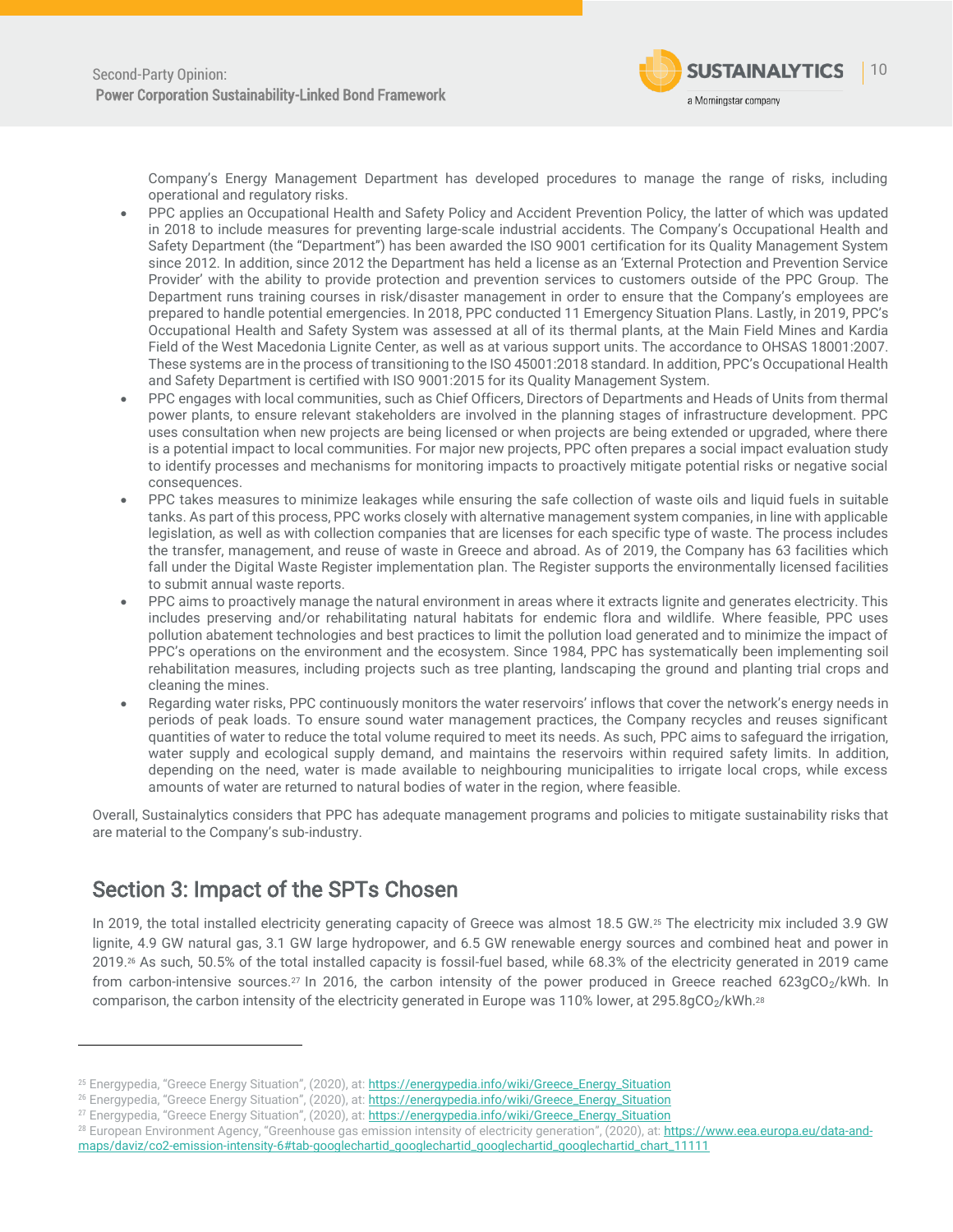Company's Energy Management Department has developed procedures to manage the range of risks, including operational and regulatory risks.

- PPC applies an Occupational Health and Safety Policy and Accident Prevention Policy, the latter of which was updated in 2018 to include measures for preventing large-scale industrial accidents. The Company's Occupational Health and Safety Department (the "Department") has been awarded the ISO 9001 certification for its Quality Management System since 2012. In addition, since 2012 the Department has held a license as an 'External Protection and Prevention Service Provider' with the ability to provide protection and prevention services to customers outside of the PPC Group. The Department runs training courses in risk/disaster management in order to ensure that the Company's employees are prepared to handle potential emergencies. In 2018, PPC conducted 11 Emergency Situation Plans. Lastly, in 2019, PPC's Occupational Health and Safety System was assessed at all of its thermal plants, at the Main Field Mines and Kardia Field of the West Macedonia Lignite Center, as well as at various support units. The accordance to OHSAS 18001:2007. These systems are in the process of transitioning to the ISO 45001:2018 standard. In addition, PPC's Occupational Health and Safety Department is certified with ISO 9001:2015 for its Quality Management System.
- PPC engages with local communities, such as Chief Officers, Directors of Departments and Heads of Units from thermal power plants, to ensure relevant stakeholders are involved in the planning stages of infrastructure development. PPC uses consultation when new projects are being licensed or when projects are being extended or upgraded, where there is a potential impact to local communities. For major new projects, PPC often prepares a social impact evaluation study to identify processes and mechanisms for monitoring impacts to proactively mitigate potential risks or negative social consequences.
- PPC takes measures to minimize leakages while ensuring the safe collection of waste oils and liquid fuels in suitable tanks. As part of this process, PPC works closely with alternative management system companies, in line with applicable legislation, as well as with collection companies that are licenses for each specific type of waste. The process includes the transfer, management, and reuse of waste in Greece and abroad. As of 2019, the Company has 63 facilities which fall under the Digital Waste Register implementation plan. The Register supports the environmentally licensed facilities to submit annual waste reports.
- PPC aims to proactively manage the natural environment in areas where it extracts lignite and generates electricity. This includes preserving and/or rehabilitating natural habitats for endemic flora and wildlife. Where feasible, PPC uses pollution abatement technologies and best practices to limit the pollution load generated and to minimize the impact of PPC's operations on the environment and the ecosystem. Since 1984, PPC has systematically been implementing soil rehabilitation measures, including projects such as tree planting, landscaping the ground and planting trial crops and cleaning the mines.
- Regarding water risks, PPC continuously monitors the water reservoirs' inflows that cover the network's energy needs in periods of peak loads. To ensure sound water management practices, the Company recycles and reuses significant quantities of water to reduce the total volume required to meet its needs. As such, PPC aims to safeguard the irrigation, water supply and ecological supply demand, and maintains the reservoirs within required safety limits. In addition, depending on the need, water is made available to neighbouring municipalities to irrigate local crops, while excess amounts of water are returned to natural bodies of water in the region, where feasible.

Overall, Sustainalytics considers that PPC has adequate management programs and policies to mitigate sustainability risks that are material to the Company's sub-industry.

## Section 3: Impact of the SPTs Chosen

In 2019, the total installed electricity generating capacity of Greece was almost 18.5 GW.[25] The electricity mix included 3.9 GW lignite, 4.9 GW natural gas, 3.1 GW large hydropower, and 6.5 GW renewable energy sources and combined heat and power in 2019.[26] As such, 50.5% of the total installed capacity is fossil-fuel based, while 68.3% of the electricity generated in 2019 came from carbon-intensive sources.[27] In 2016, the carbon intensity of the power produced in Greece reached 623g$CO_2$/kWh. In comparison, the carbon intensity of the electricity generated in Europe was 110% lower, at 295.8g$CO_2$/kWh.[28]

---

[25] Energypedia, "Greece Energy Situation", (2020), at: https://energypedia.info/wiki/Greece_Energy_Situation

[26] Energypedia, "Greece Energy Situation", (2020), at: https://energypedia.info/wiki/Greece_Energy_Situation

[27] Energypedia, "Greece Energy Situation", (2020), at: https://energypedia.info/wiki/Greece_Energy_Situation

[28] European Environment Agency, "Greenhouse gas emission intensity of electricity generation", (2020), at: https://www.eea.europa.eu/data-and-maps/daviz/co2-emission-intensity-6#tab-googlechartid_googlechartid_googlechartid_chart_11111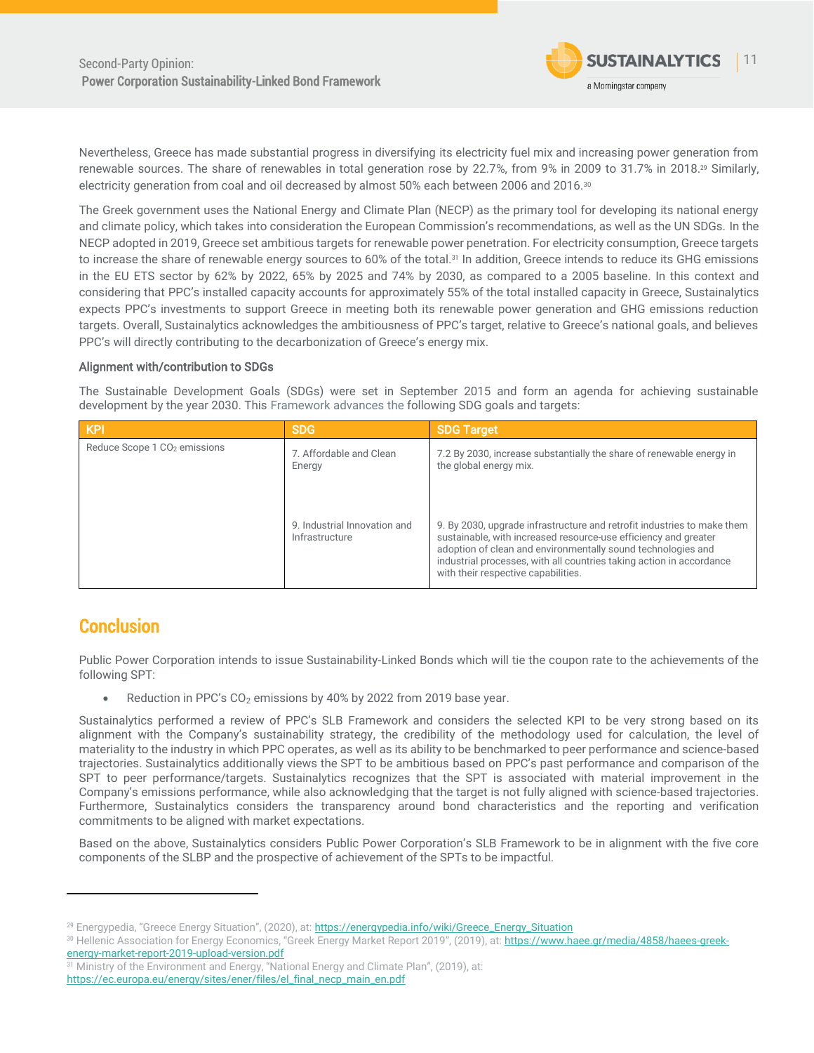Nevertheless, Greece has made substantial progress in diversifying its electricity fuel mix and increasing power generation from renewable sources. The share of renewables in total generation rose by 22.7%, from 9% in 2009 to 31.7% in 2018.[29] Similarly, electricity generation from coal and oil decreased by almost 50% each between 2006 and 2016.[30]

The Greek government uses the National Energy and Climate Plan (NECP) as the primary tool for developing its national energy and climate policy, which takes into consideration the European Commission's recommendations, as well as the UN SDGs. In the NECP adopted in 2019, Greece set ambitious targets for renewable power penetration. For electricity consumption, Greece targets to increase the share of renewable energy sources to 60% of the total.[31] In addition, Greece intends to reduce its GHG emissions in the EU ETS sector by 62% by 2022, 65% by 2025 and 74% by 2030, as compared to a 2005 baseline. In this context and considering that PPC's installed capacity accounts for approximately 55% of the total installed capacity in Greece, Sustainalytics expects PPC's investments to support Greece in meeting both its renewable power generation and GHG emissions reduction targets. Overall, Sustainalytics acknowledges the ambitiousness of PPC's target, relative to Greece's national goals, and believes PPC's will directly contributing to the decarbonization of Greece's energy mix.

**Alignment with/contribution to SDGs**

The Sustainable Development Goals (SDGs) were set in September 2015 and form an agenda for achieving sustainable development by the year 2030. This Framework advances the following SDG goals and targets:

| KPI | SDG | SDG Target |
|---|---|---|
| Reduce Scope 1 $CO_2$ emissions | 7. Affordable and Clean Energy | 7.2 By 2030, increase substantially the share of renewable energy in the global energy mix. |
| | 9. Industrial Innovation and Infrastructure | 9. By 2030, upgrade infrastructure and retrofit industries to make them sustainable, with increased resource-use efficiency and greater adoption of clean and environmentally sound technologies and industrial processes, with all countries taking action in accordance with their respective capabilities. |

## Conclusion

Public Power Corporation intends to issue Sustainability-Linked Bonds which will tie the coupon rate to the achievements of the following SPT:

- Reduction in PPC's $CO_2$ emissions by 40% by 2022 from 2019 base year.

Sustainalytics performed a review of PPC's SLB Framework and considers the selected KPI to be very strong based on its alignment with the Company's sustainability strategy, the credibility of the methodology used for calculation, the level of materiality to the industry in which PPC operates, as well as its ability to be benchmarked to peer performance and science-based trajectories. Sustainalytics additionally views the SPT to be ambitious based on PPC's past performance and comparison of the SPT to peer performance/targets. Sustainalytics recognizes that the SPT is associated with material improvement in the Company's emissions performance, while also acknowledging that the target is not fully aligned with science-based trajectories. Furthermore, Sustainalytics considers the transparency around bond characteristics and the reporting and verification commitments to be aligned with market expectations.

Based on the above, Sustainalytics considers Public Power Corporation's SLB Framework to be in alignment with the five core components of the SLBP and the prospective of achievement of the SPTs to be impactful.

---

[29] Energypedia, "Greece Energy Situation", (2020), at: https://energypedia.info/wiki/Greece_Energy_Situation

[30] Hellenic Association for Energy Economics, "Greek Energy Market Report 2019", (2019), at: https://www.haee.gr/media/4858/haees-greek-energy-market-report-2019-upload-version.pdf

[31] Ministry of the Environment and Energy, "National Energy and Climate Plan", (2019), at: https://ec.europa.eu/energy/sites/ener/files/el_final_necp_main_en.pdf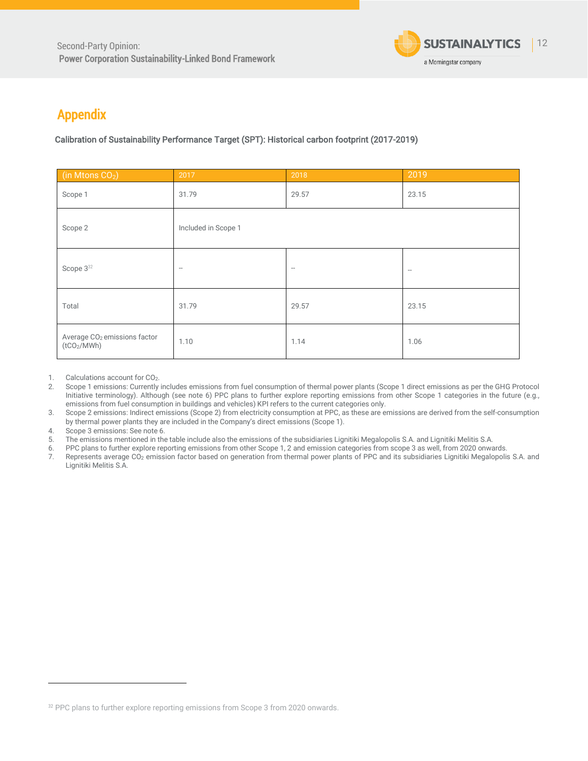## Appendix

### Calibration of Sustainability Performance Target (SPT): Historical carbon footprint (2017-2019)

| (in Mtons $CO_2$) | 2017 | 2018 | 2019 |
|---|---|---|---|
| Scope 1 | 31.79 | 29.57 | 23.15 |
| Scope 2 | Included in Scope 1 | | |
| Scope 3[32] | -- | -- | -- |
| Total | 31.79 | 29.57 | 23.15 |
| Average $CO_2$ emissions factor ($tCO_2/MWh$) | 1.10 | 1.14 | 1.06 |

1. Calculations account for $CO_2$.
2. Scope 1 emissions: Currently includes emissions from fuel consumption of thermal power plants (Scope 1 direct emissions as per the GHG Protocol Initiative terminology). Although (see note 6) PPC plans to further explore reporting emissions from other Scope 1 categories in the future (e.g., emissions from fuel consumption in buildings and vehicles) KPI refers to the current categories only.
3. Scope 2 emissions: Indirect emissions (Scope 2) from electricity consumption at PPC, as these are emissions are derived from the self-consumption by thermal power plants they are included in the Company's direct emissions (Scope 1).
4. Scope 3 emissions: See note 6.
5. The emissions mentioned in the table include also the emissions of the subsidiaries Lignitiki Megalopolis S.A. and Lignitiki Melitis S.A.
6. PPC plans to further explore reporting emissions from other Scope 1, 2 and emission categories from scope 3 as well, from 2020 onwards.
7. Represents average $CO_2$ emission factor based on generation from thermal power plants of PPC and its subsidiaries Lignitiki Megalopolis S.A. and Lignitiki Melitis S.A.

---

[32] PPC plans to further explore reporting emissions from Scope 3 from 2020 onwards.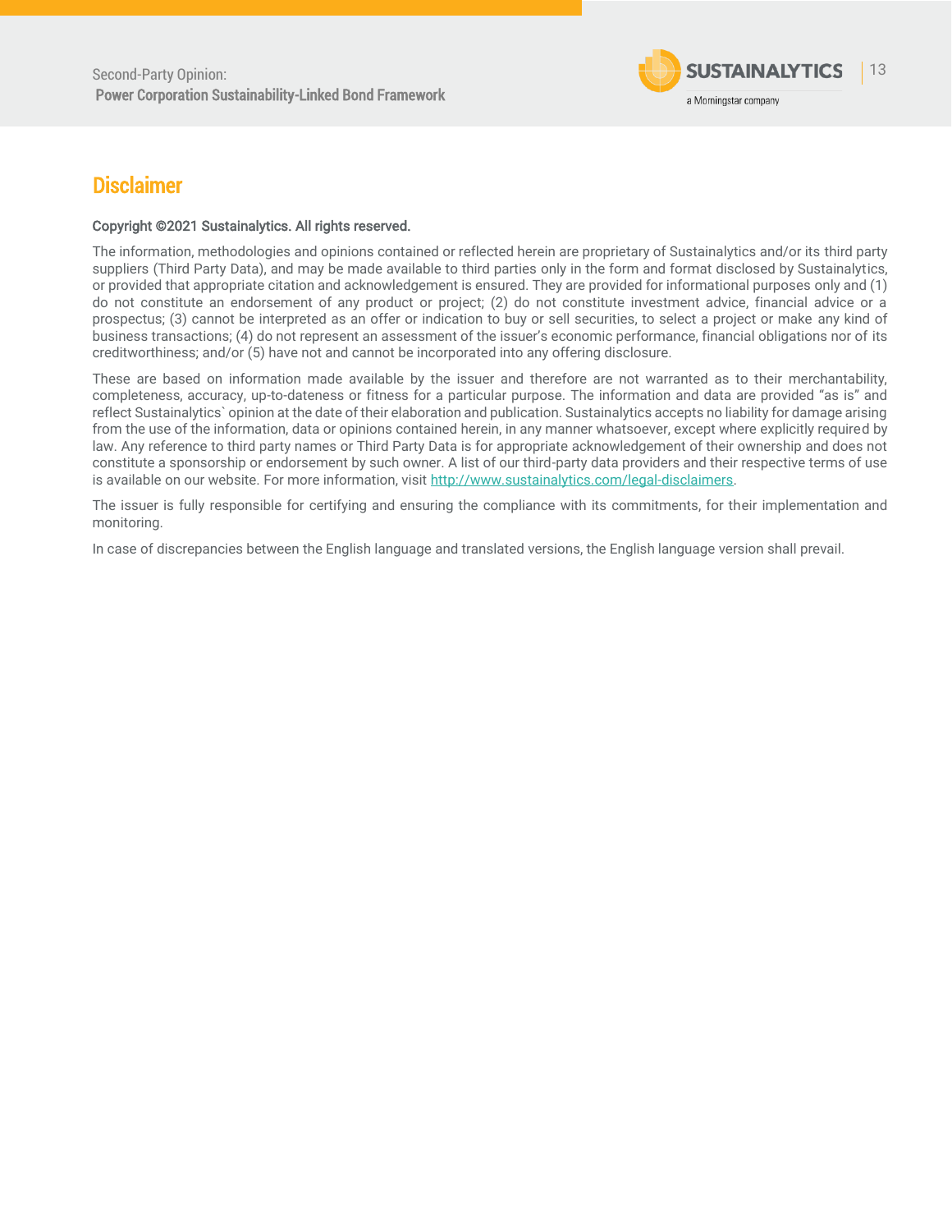## Disclaimer

**Copyright ©2021 Sustainalytics. All rights reserved.**

The information, methodologies and opinions contained or reflected herein are proprietary of Sustainalytics and/or its third party suppliers (Third Party Data), and may be made available to third parties only in the form and format disclosed by Sustainalytics, or provided that appropriate citation and acknowledgement is ensured. They are provided for informational purposes only and (1) do not constitute an endorsement of any product or project; (2) do not constitute investment advice, financial advice or a prospectus; (3) cannot be interpreted as an offer or indication to buy or sell securities, to select a project or make any kind of business transactions; (4) do not represent an assessment of the issuer's economic performance, financial obligations nor of its creditworthiness; and/or (5) have not and cannot be incorporated into any offering disclosure.

These are based on information made available by the issuer and therefore are not warranted as to their merchantability, completeness, accuracy, up-to-dateness or fitness for a particular purpose. The information and data are provided "as is" and reflect Sustainalytics` opinion at the date of their elaboration and publication. Sustainalytics accepts no liability for damage arising from the use of the information, data or opinions contained herein, in any manner whatsoever, except where explicitly required by law. Any reference to third party names or Third Party Data is for appropriate acknowledgement of their ownership and does not constitute a sponsorship or endorsement by such owner. A list of our third-party data providers and their respective terms of use is available on our website. For more information, visit http://www.sustainalytics.com/legal-disclaimers.

The issuer is fully responsible for certifying and ensuring the compliance with its commitments, for their implementation and monitoring.

In case of discrepancies between the English language and translated versions, the English language version shall prevail.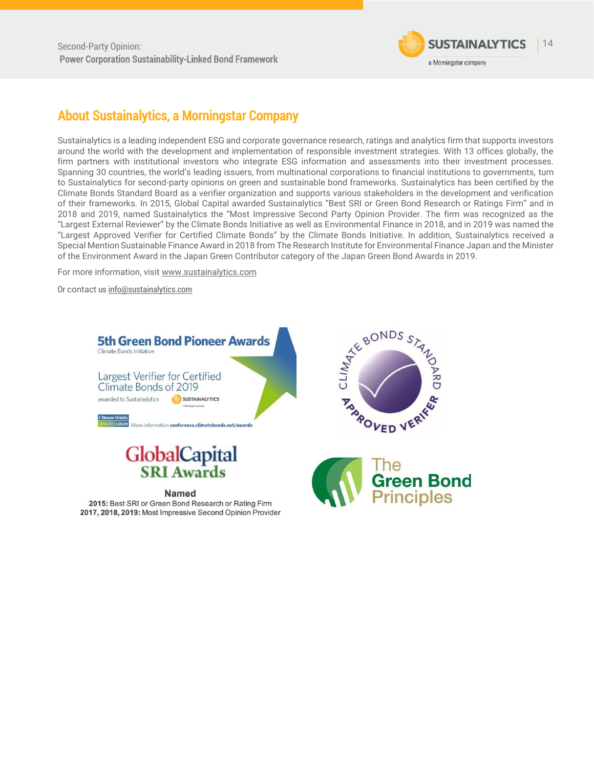## About Sustainalytics, a Morningstar Company

Sustainalytics is a leading independent ESG and corporate governance research, ratings and analytics firm that supports investors around the world with the development and implementation of responsible investment strategies. With 13 offices globally, the firm partners with institutional investors who integrate ESG information and assessments into their investment processes. Spanning 30 countries, the world's leading issuers, from multinational corporations to financial institutions to governments, turn to Sustainalytics for second-party opinions on green and sustainable bond frameworks. Sustainalytics has been certified by the Climate Bonds Standard Board as a verifier organization and supports various stakeholders in the development and verification of their frameworks. In 2015, Global Capital awarded Sustainalytics "Best SRI or Green Bond Research or Ratings Firm" and in 2018 and 2019, named Sustainalytics the "Most Impressive Second Party Opinion Provider. The firm was recognized as the "Largest External Reviewer" by the Climate Bonds Initiative as well as Environmental Finance in 2018, and in 2019 was named the "Largest Approved Verifier for Certified Climate Bonds" by the Climate Bonds Initiative. In addition, Sustainalytics received a Special Mention Sustainable Finance Award in 2018 from The Research Institute for Environmental Finance Japan and the Minister of the Environment Award in the Japan Green Contributor category of the Japan Green Bond Awards in 2019.

For more information, visit www.sustainalytics.com

Or contact us info@sustainalytics.com

5th Green Bond Pioneer Awards
Climate Bonds Initiative

Largest Verifier for Certified Climate Bonds of 2019
awarded to Sustainalytics

More information conference.climatebonds.net/awards

CLIMATE BONDS STANDARD APPROVED VERIFIER

GlobalCapital SRI Awards

**Named**
**2015:** Best SRI or Green Bond Research or Rating Firm
**2017, 2018, 2019:** Most Impressive Second Opinion Provider

The Green Bond Principles